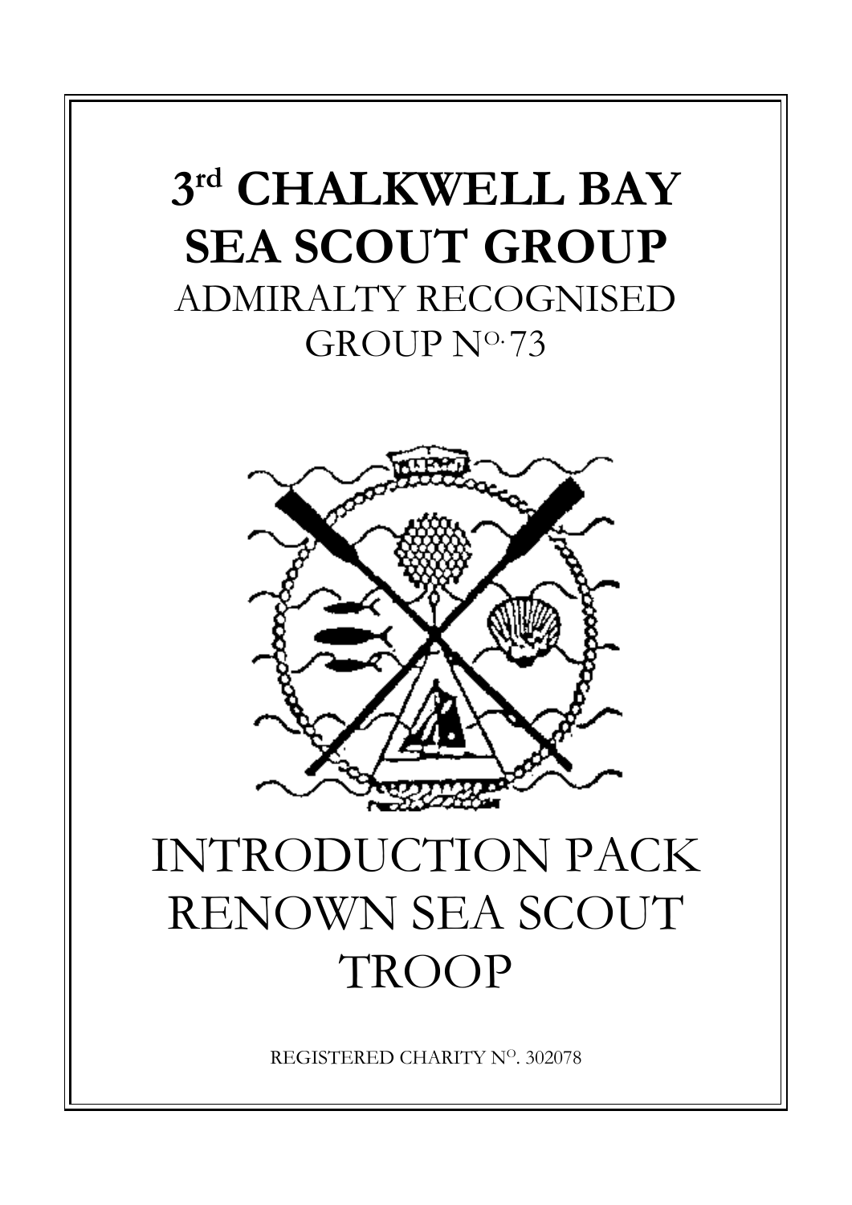# 3rd CHALKWELL BAY SEA SCOUT GROUP

ADMIRALTY RECOGNISED GROUP No. 73

# INTRODUCTION PACK RENOWN SEA SCOUT TROOP

REGISTERED CHARITY No. 302078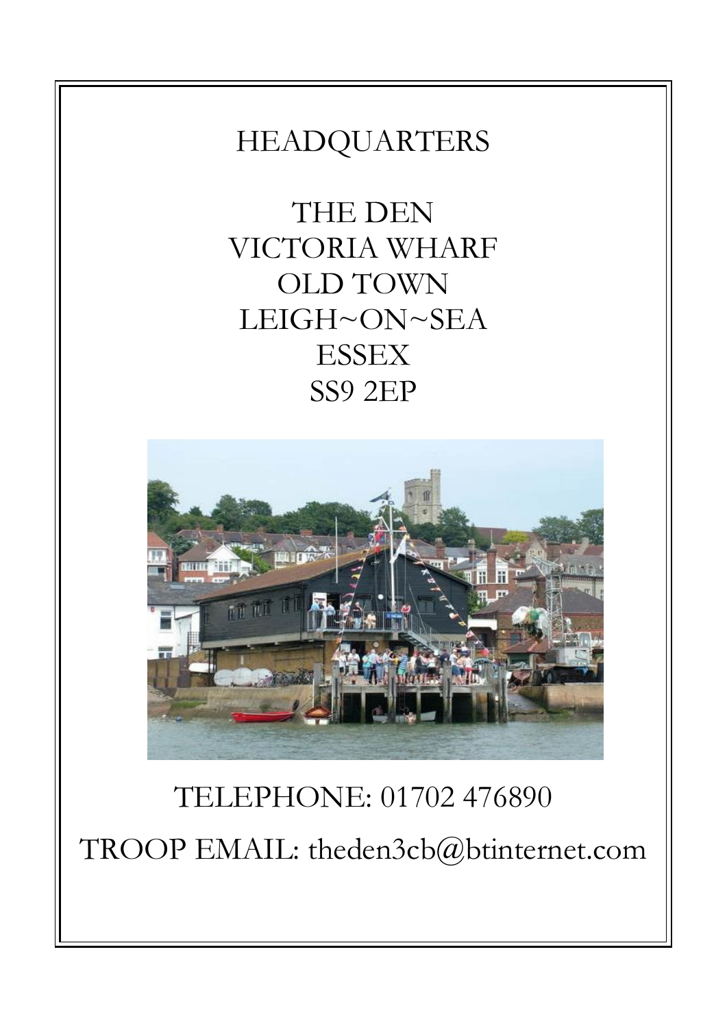# HEADQUARTERS

THE DEN
VICTORIA WHARF
OLD TOWN
LEIGH~ON~SEA
ESSEX
SS9 2EP

TELEPHONE: 01702 476890

TROOP EMAIL: theden3cb@btinternet.com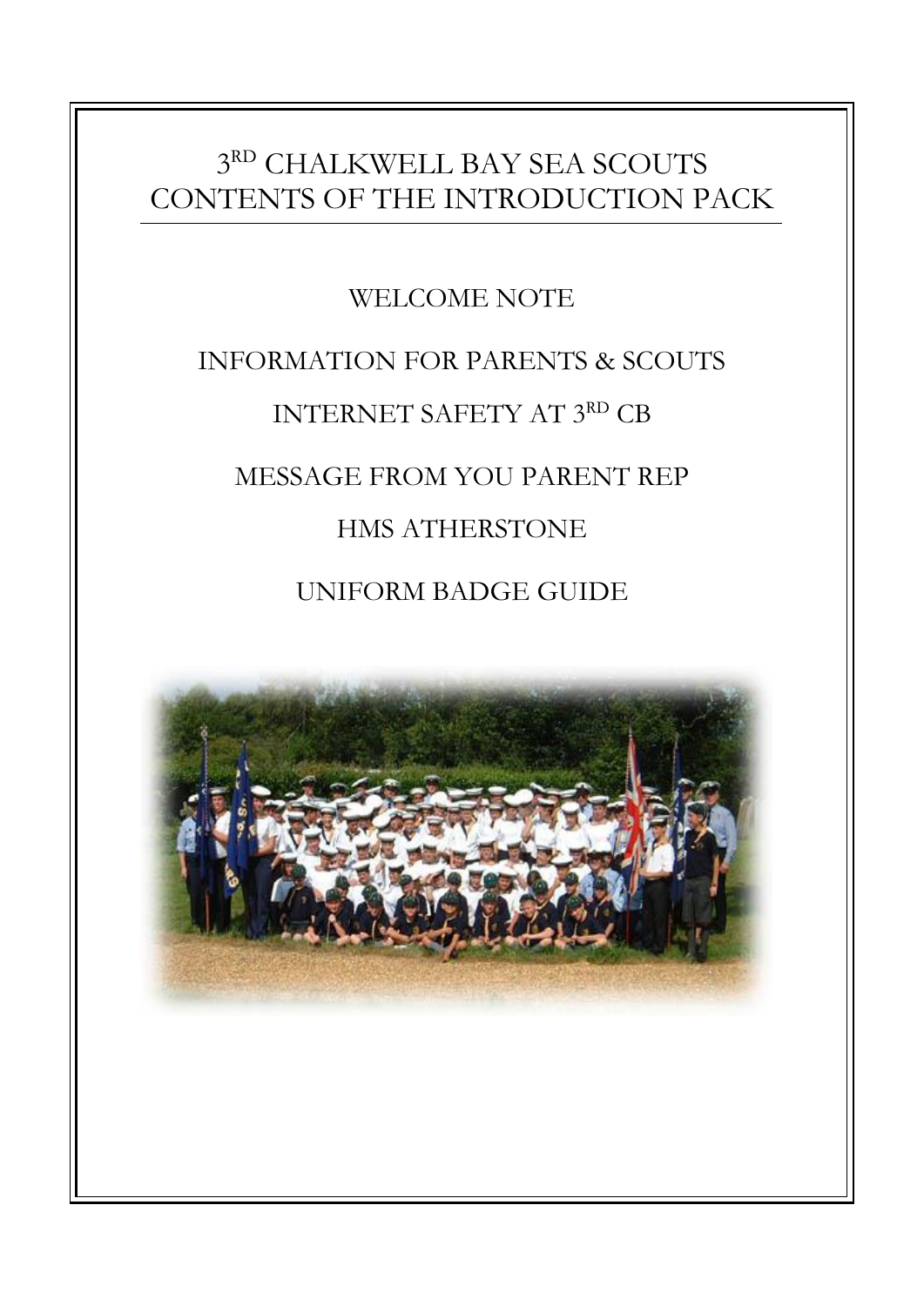# 3RD CHALKWELL BAY SEA SCOUTS CONTENTS OF THE INTRODUCTION PACK

WELCOME NOTE

INFORMATION FOR PARENTS & SCOUTS

INTERNET SAFETY AT 3RD CB

MESSAGE FROM YOU PARENT REP

HMS ATHERSTONE

UNIFORM BADGE GUIDE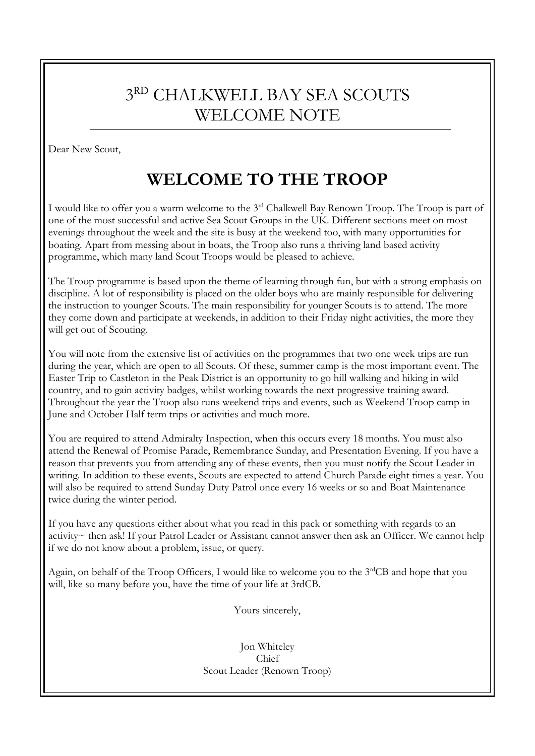# 3RD CHALKWELL BAY SEA SCOUTS WELCOME NOTE

Dear New Scout,

## WELCOME TO THE TROOP

I would like to offer you a warm welcome to the 3rd Chalkwell Bay Renown Troop. The Troop is part of one of the most successful and active Sea Scout Groups in the UK. Different sections meet on most evenings throughout the week and the site is busy at the weekend too, with many opportunities for boating. Apart from messing about in boats, the Troop also runs a thriving land based activity programme, which many land Scout Troops would be pleased to achieve.

The Troop programme is based upon the theme of learning through fun, but with a strong emphasis on discipline. A lot of responsibility is placed on the older boys who are mainly responsible for delivering the instruction to younger Scouts. The main responsibility for younger Scouts is to attend. The more they come down and participate at weekends, in addition to their Friday night activities, the more they will get out of Scouting.

You will note from the extensive list of activities on the programmes that two one week trips are run during the year, which are open to all Scouts. Of these, summer camp is the most important event. The Easter Trip to Castleton in the Peak District is an opportunity to go hill walking and hiking in wild country, and to gain activity badges, whilst working towards the next progressive training award. Throughout the year the Troop also runs weekend trips and events, such as Weekend Troop camp in June and October Half term trips or activities and much more.

You are required to attend Admiralty Inspection, when this occurs every 18 months. You must also attend the Renewal of Promise Parade, Remembrance Sunday, and Presentation Evening. If you have a reason that prevents you from attending any of these events, then you must notify the Scout Leader in writing. In addition to these events, Scouts are expected to attend Church Parade eight times a year. You will also be required to attend Sunday Duty Patrol once every 16 weeks or so and Boat Maintenance twice during the winter period.

If you have any questions either about what you read in this pack or something with regards to an activity~ then ask! If your Patrol Leader or Assistant cannot answer then ask an Officer. We cannot help if we do not know about a problem, issue, or query.

Again, on behalf of the Troop Officers, I would like to welcome you to the 3rdCB and hope that you will, like so many before you, have the time of your life at 3rdCB.

Yours sincerely,

Jon Whiteley
Chief
Scout Leader (Renown Troop)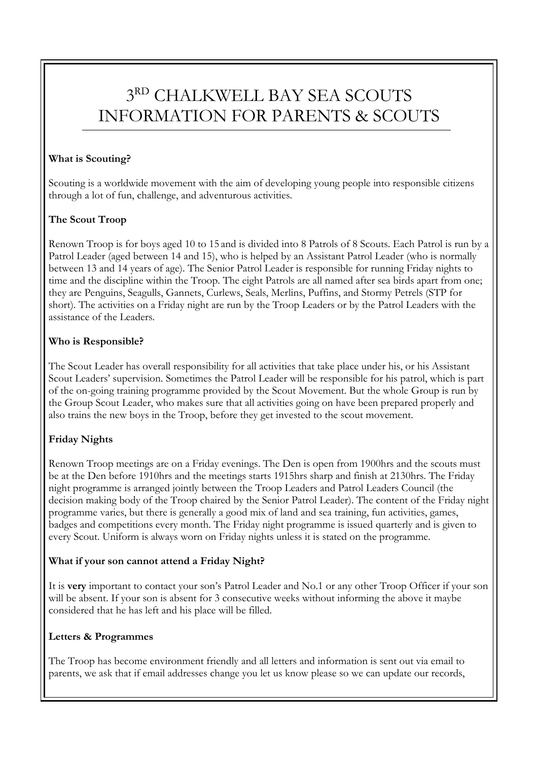# 3RD CHALKWELL BAY SEA SCOUTS INFORMATION FOR PARENTS & SCOUTS

**What is Scouting?**

Scouting is a worldwide movement with the aim of developing young people into responsible citizens through a lot of fun, challenge, and adventurous activities.

**The Scout Troop**

Renown Troop is for boys aged 10 to 15 and is divided into 8 Patrols of 8 Scouts. Each Patrol is run by a Patrol Leader (aged between 14 and 15), who is helped by an Assistant Patrol Leader (who is normally between 13 and 14 years of age). The Senior Patrol Leader is responsible for running Friday nights to time and the discipline within the Troop. The eight Patrols are all named after sea birds apart from one; they are Penguins, Seagulls, Gannets, Curlews, Seals, Merlins, Puffins, and Stormy Petrels (STP for short). The activities on a Friday night are run by the Troop Leaders or by the Patrol Leaders with the assistance of the Leaders.

**Who is Responsible?**

The Scout Leader has overall responsibility for all activities that take place under his, or his Assistant Scout Leaders' supervision. Sometimes the Patrol Leader will be responsible for his patrol, which is part of the on-going training programme provided by the Scout Movement. But the whole Group is run by the Group Scout Leader, who makes sure that all activities going on have been prepared properly and also trains the new boys in the Troop, before they get invested to the scout movement.

**Friday Nights**

Renown Troop meetings are on a Friday evenings. The Den is open from 1900hrs and the scouts must be at the Den before 1910hrs and the meetings starts 1915hrs sharp and finish at 2130hrs. The Friday night programme is arranged jointly between the Troop Leaders and Patrol Leaders Council (the decision making body of the Troop chaired by the Senior Patrol Leader). The content of the Friday night programme varies, but there is generally a good mix of land and sea training, fun activities, games, badges and competitions every month. The Friday night programme is issued quarterly and is given to every Scout. Uniform is always worn on Friday nights unless it is stated on the programme.

**What if your son cannot attend a Friday Night?**

It is **very** important to contact your son's Patrol Leader and No.1 or any other Troop Officer if your son will be absent. If your son is absent for 3 consecutive weeks without informing the above it maybe considered that he has left and his place will be filled.

**Letters & Programmes**

The Troop has become environment friendly and all letters and information is sent out via email to parents, we ask that if email addresses change you let us know please so we can update our records,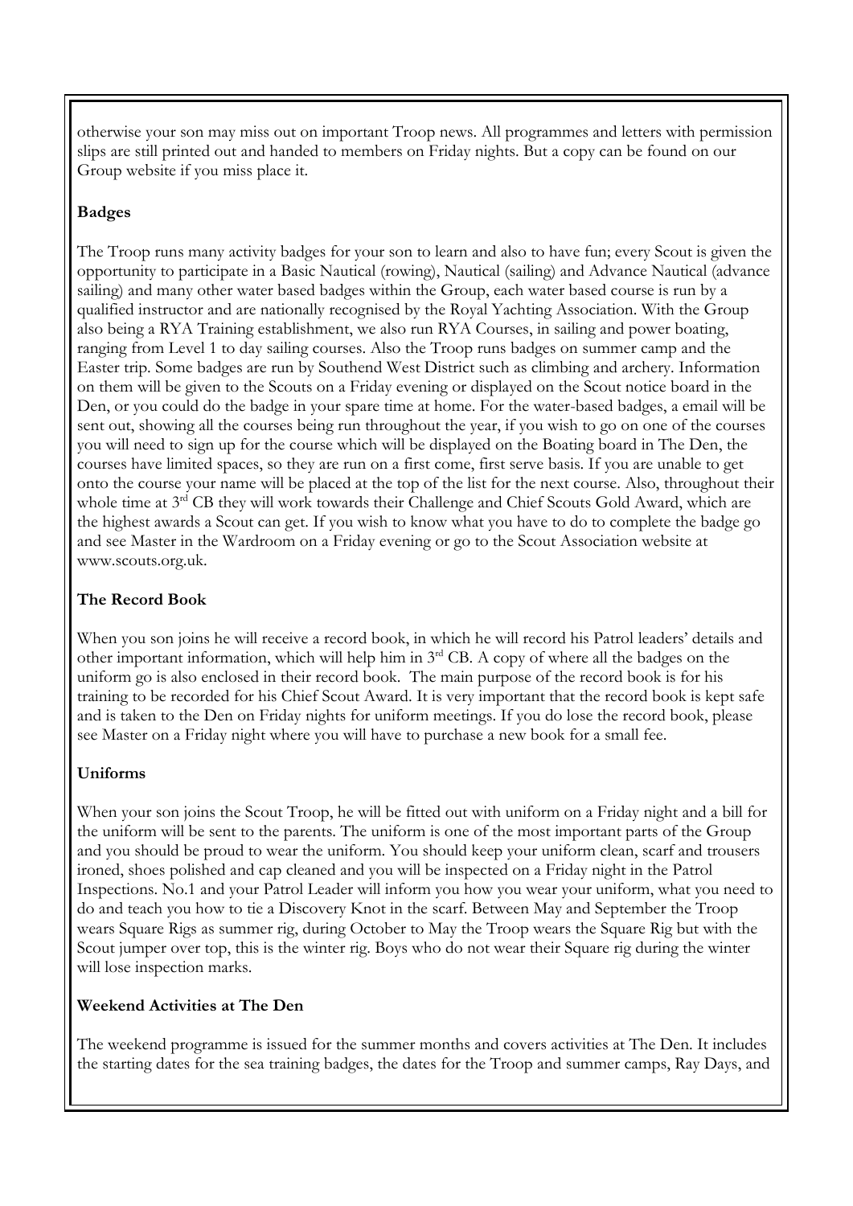otherwise your son may miss out on important Troop news. All programmes and letters with permission slips are still printed out and handed to members on Friday nights. But a copy can be found on our Group website if you miss place it.

**Badges**

The Troop runs many activity badges for your son to learn and also to have fun; every Scout is given the opportunity to participate in a Basic Nautical (rowing), Nautical (sailing) and Advance Nautical (advance sailing) and many other water based badges within the Group, each water based course is run by a qualified instructor and are nationally recognised by the Royal Yachting Association. With the Group also being a RYA Training establishment, we also run RYA Courses, in sailing and power boating, ranging from Level 1 to day sailing courses. Also the Troop runs badges on summer camp and the Easter trip. Some badges are run by Southend West District such as climbing and archery. Information on them will be given to the Scouts on a Friday evening or displayed on the Scout notice board in the Den, or you could do the badge in your spare time at home. For the water-based badges, a email will be sent out, showing all the courses being run throughout the year, if you wish to go on one of the courses you will need to sign up for the course which will be displayed on the Boating board in The Den, the courses have limited spaces, so they are run on a first come, first serve basis. If you are unable to get onto the course your name will be placed at the top of the list for the next course. Also, throughout their whole time at 3rd CB they will work towards their Challenge and Chief Scouts Gold Award, which are the highest awards a Scout can get. If you wish to know what you have to do to complete the badge go and see Master in the Wardroom on a Friday evening or go to the Scout Association website at www.scouts.org.uk.

**The Record Book**

When you son joins he will receive a record book, in which he will record his Patrol leaders' details and other important information, which will help him in 3rd CB. A copy of where all the badges on the uniform go is also enclosed in their record book. The main purpose of the record book is for his training to be recorded for his Chief Scout Award. It is very important that the record book is kept safe and is taken to the Den on Friday nights for uniform meetings. If you do lose the record book, please see Master on a Friday night where you will have to purchase a new book for a small fee.

**Uniforms**

When your son joins the Scout Troop, he will be fitted out with uniform on a Friday night and a bill for the uniform will be sent to the parents. The uniform is one of the most important parts of the Group and you should be proud to wear the uniform. You should keep your uniform clean, scarf and trousers ironed, shoes polished and cap cleaned and you will be inspected on a Friday night in the Patrol Inspections. No.1 and your Patrol Leader will inform you how you wear your uniform, what you need to do and teach you how to tie a Discovery Knot in the scarf. Between May and September the Troop wears Square Rigs as summer rig, during October to May the Troop wears the Square Rig but with the Scout jumper over top, this is the winter rig. Boys who do not wear their Square rig during the winter will lose inspection marks.

**Weekend Activities at The Den**

The weekend programme is issued for the summer months and covers activities at The Den. It includes the starting dates for the sea training badges, the dates for the Troop and summer camps, Ray Days, and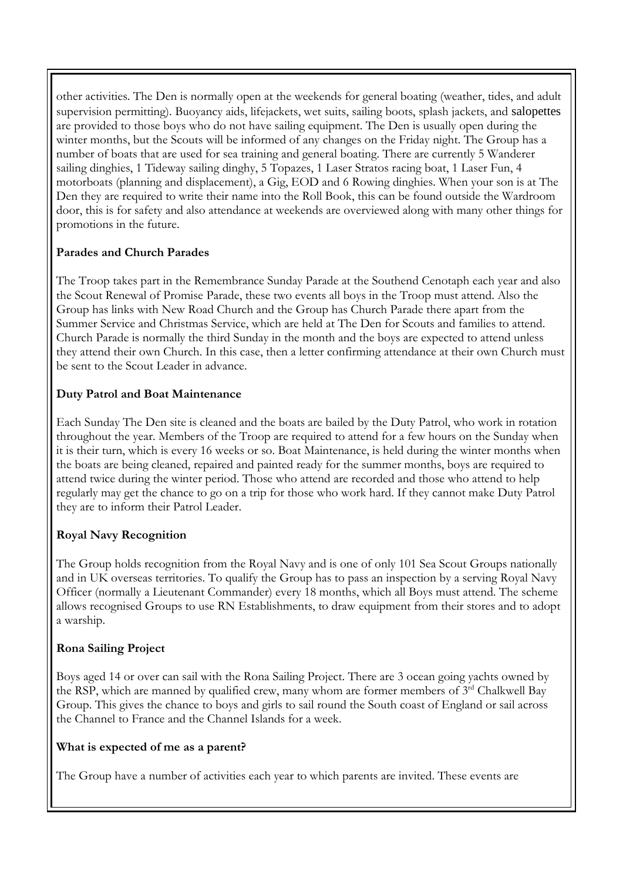other activities. The Den is normally open at the weekends for general boating (weather, tides, and adult supervision permitting). Buoyancy aids, lifejackets, wet suits, sailing boots, splash jackets, and salopettes are provided to those boys who do not have sailing equipment. The Den is usually open during the winter months, but the Scouts will be informed of any changes on the Friday night. The Group has a number of boats that are used for sea training and general boating. There are currently 5 Wanderer sailing dinghies, 1 Tideway sailing dinghy, 5 Topazes, 1 Laser Stratos racing boat, 1 Laser Fun, 4 motorboats (planning and displacement), a Gig, EOD and 6 Rowing dinghies. When your son is at The Den they are required to write their name into the Roll Book, this can be found outside the Wardroom door, this is for safety and also attendance at weekends are overviewed along with many other things for promotions in the future.

**Parades and Church Parades**

The Troop takes part in the Remembrance Sunday Parade at the Southend Cenotaph each year and also the Scout Renewal of Promise Parade, these two events all boys in the Troop must attend. Also the Group has links with New Road Church and the Group has Church Parade there apart from the Summer Service and Christmas Service, which are held at The Den for Scouts and families to attend. Church Parade is normally the third Sunday in the month and the boys are expected to attend unless they attend their own Church. In this case, then a letter confirming attendance at their own Church must be sent to the Scout Leader in advance.

**Duty Patrol and Boat Maintenance**

Each Sunday The Den site is cleaned and the boats are bailed by the Duty Patrol, who work in rotation throughout the year. Members of the Troop are required to attend for a few hours on the Sunday when it is their turn, which is every 16 weeks or so. Boat Maintenance, is held during the winter months when the boats are being cleaned, repaired and painted ready for the summer months, boys are required to attend twice during the winter period. Those who attend are recorded and those who attend to help regularly may get the chance to go on a trip for those who work hard. If they cannot make Duty Patrol they are to inform their Patrol Leader.

**Royal Navy Recognition**

The Group holds recognition from the Royal Navy and is one of only 101 Sea Scout Groups nationally and in UK overseas territories. To qualify the Group has to pass an inspection by a serving Royal Navy Officer (normally a Lieutenant Commander) every 18 months, which all Boys must attend. The scheme allows recognised Groups to use RN Establishments, to draw equipment from their stores and to adopt a warship.

**Rona Sailing Project**

Boys aged 14 or over can sail with the Rona Sailing Project. There are 3 ocean going yachts owned by the RSP, which are manned by qualified crew, many whom are former members of 3rd Chalkwell Bay Group. This gives the chance to boys and girls to sail round the South coast of England or sail across the Channel to France and the Channel Islands for a week.

**What is expected of me as a parent?**

The Group have a number of activities each year to which parents are invited. These events are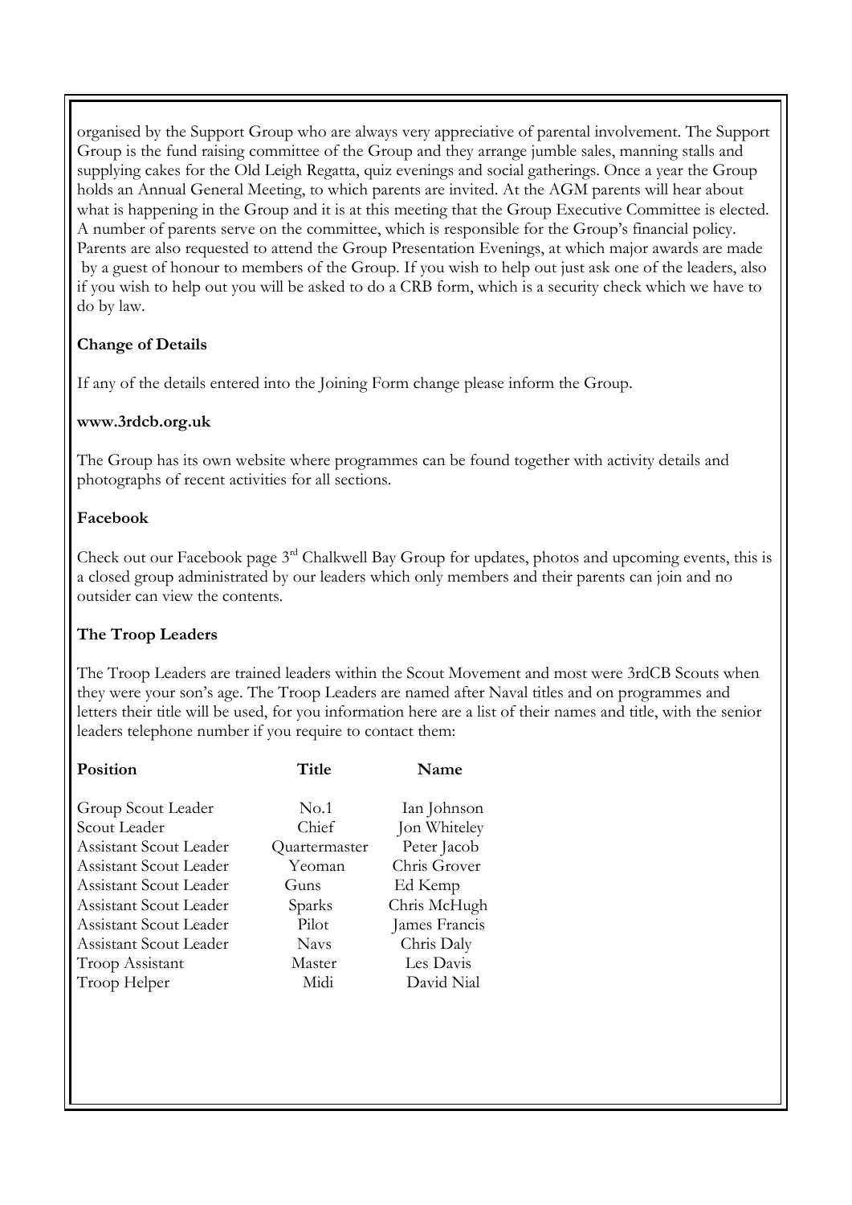organised by the Support Group who are always very appreciative of parental involvement. The Support Group is the fund raising committee of the Group and they arrange jumble sales, manning stalls and supplying cakes for the Old Leigh Regatta, quiz evenings and social gatherings. Once a year the Group holds an Annual General Meeting, to which parents are invited. At the AGM parents will hear about what is happening in the Group and it is at this meeting that the Group Executive Committee is elected. A number of parents serve on the committee, which is responsible for the Group's financial policy. Parents are also requested to attend the Group Presentation Evenings, at which major awards are made by a guest of honour to members of the Group. If you wish to help out just ask one of the leaders, also if you wish to help out you will be asked to do a CRB form, which is a security check which we have to do by law.

**Change of Details**

If any of the details entered into the Joining Form change please inform the Group.

**www.3rdcb.org.uk**

The Group has its own website where programmes can be found together with activity details and photographs of recent activities for all sections.

**Facebook**

Check out our Facebook page 3rd Chalkwell Bay Group for updates, photos and upcoming events, this is a closed group administrated by our leaders which only members and their parents can join and no outsider can view the contents.

**The Troop Leaders**

The Troop Leaders are trained leaders within the Scout Movement and most were 3rdCB Scouts when they were your son's age. The Troop Leaders are named after Naval titles and on programmes and letters their title will be used, for you information here are a list of their names and title, with the senior leaders telephone number if you require to contact them:

| Position | Title | Name |
|---|---|---|
| Group Scout Leader | No.1 | Ian Johnson |
| Scout Leader | Chief | Jon Whiteley |
| Assistant Scout Leader | Quartermaster | Peter Jacob |
| Assistant Scout Leader | Yeoman | Chris Grover |
| Assistant Scout Leader | Guns | Ed Kemp |
| Assistant Scout Leader | Sparks | Chris McHugh |
| Assistant Scout Leader | Pilot | James Francis |
| Assistant Scout Leader | Navs | Chris Daly |
| Troop Assistant | Master | Les Davis |
| Troop Helper | Midi | David Nial |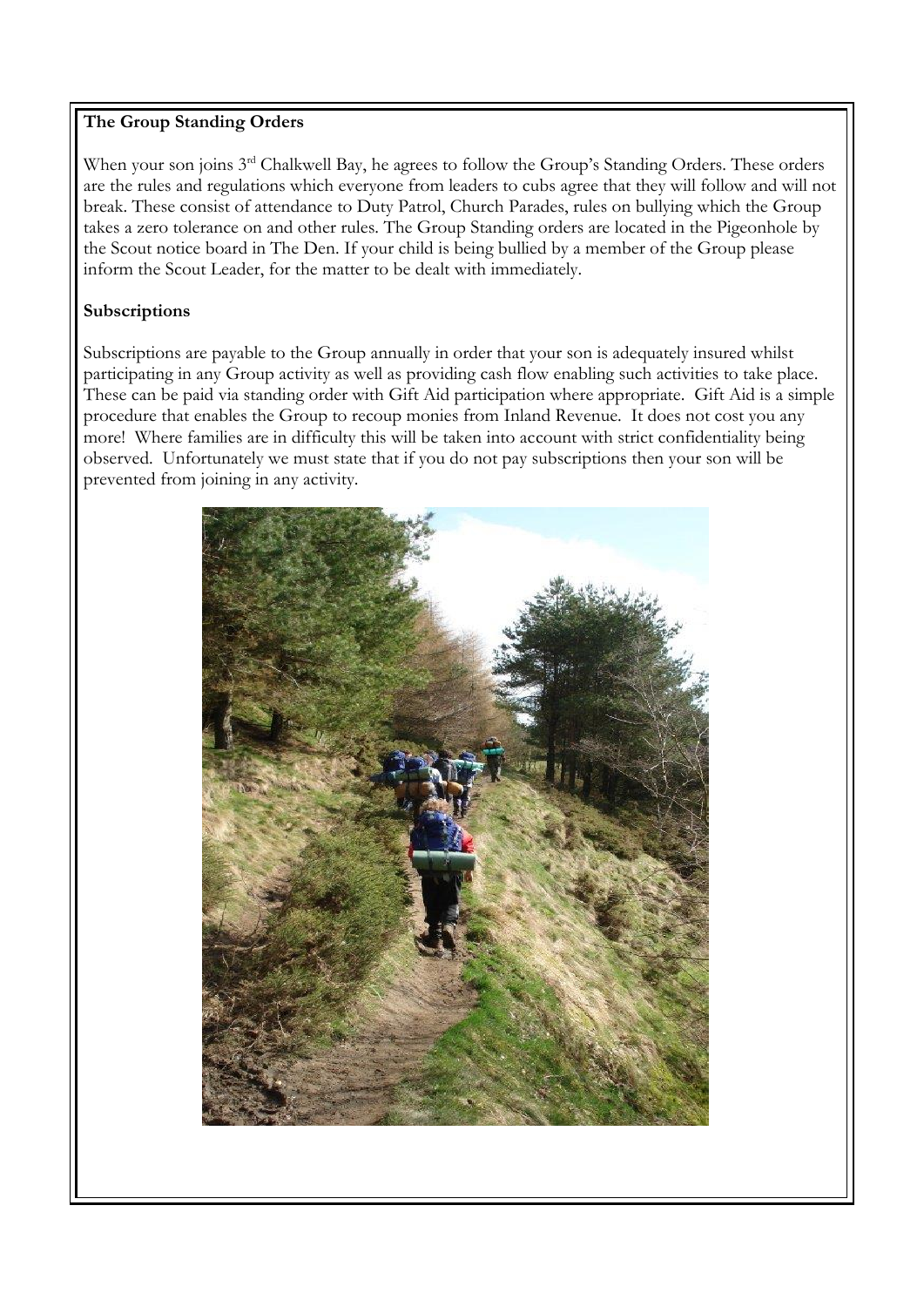**The Group Standing Orders**

When your son joins 3rd Chalkwell Bay, he agrees to follow the Group's Standing Orders. These orders are the rules and regulations which everyone from leaders to cubs agree that they will follow and will not break. These consist of attendance to Duty Patrol, Church Parades, rules on bullying which the Group takes a zero tolerance on and other rules. The Group Standing orders are located in the Pigeonhole by the Scout notice board in The Den. If your child is being bullied by a member of the Group please inform the Scout Leader, for the matter to be dealt with immediately.

**Subscriptions**

Subscriptions are payable to the Group annually in order that your son is adequately insured whilst participating in any Group activity as well as providing cash flow enabling such activities to take place. These can be paid via standing order with Gift Aid participation where appropriate. Gift Aid is a simple procedure that enables the Group to recoup monies from Inland Revenue. It does not cost you any more! Where families are in difficulty this will be taken into account with strict confidentiality being observed. Unfortunately we must state that if you do not pay subscriptions then your son will be prevented from joining in any activity.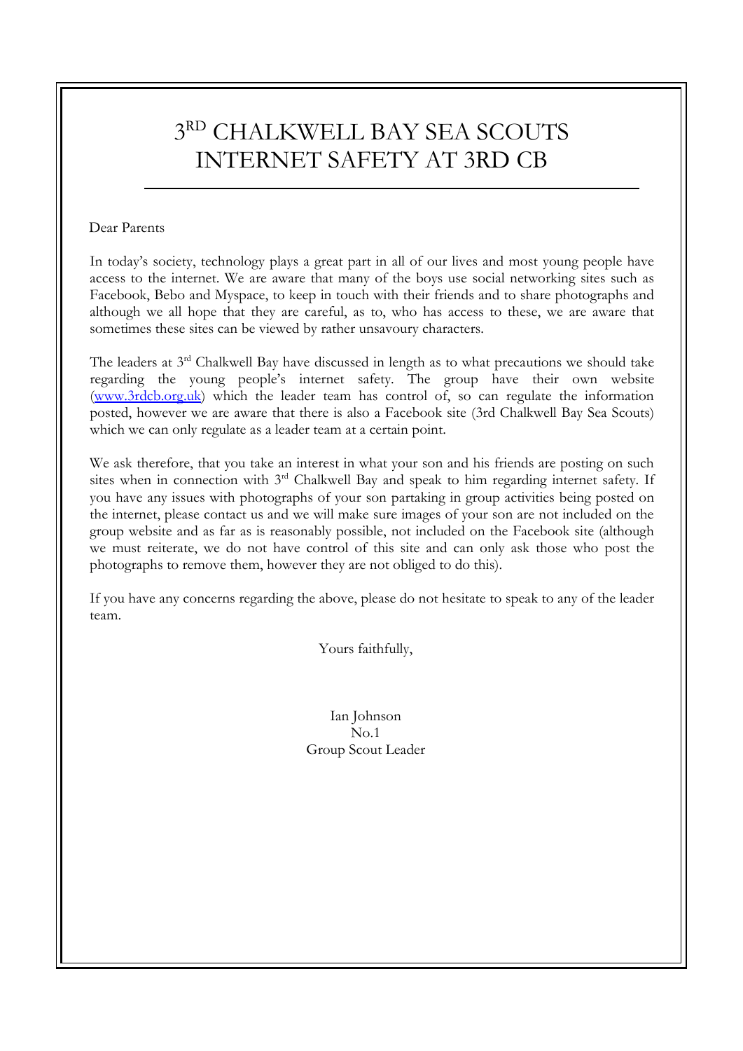# 3[RD] CHALKWELL BAY SEA SCOUTS
# INTERNET SAFETY AT 3RD CB

Dear Parents

In today's society, technology plays a great part in all of our lives and most young people have access to the internet. We are aware that many of the boys use social networking sites such as Facebook, Bebo and Myspace, to keep in touch with their friends and to share photographs and although we all hope that they are careful, as to, who has access to these, we are aware that sometimes these sites can be viewed by rather unsavoury characters.

The leaders at 3[rd] Chalkwell Bay have discussed in length as to what precautions we should take regarding the young people's internet safety. The group have their own website (www.3rdcb.org.uk) which the leader team has control of, so can regulate the information posted, however we are aware that there is also a Facebook site (3rd Chalkwell Bay Sea Scouts) which we can only regulate as a leader team at a certain point.

We ask therefore, that you take an interest in what your son and his friends are posting on such sites when in connection with 3[rd] Chalkwell Bay and speak to him regarding internet safety. If you have any issues with photographs of your son partaking in group activities being posted on the internet, please contact us and we will make sure images of your son are not included on the group website and as far as is reasonably possible, not included on the Facebook site (although we must reiterate, we do not have control of this site and can only ask those who post the photographs to remove them, however they are not obliged to do this).

If you have any concerns regarding the above, please do not hesitate to speak to any of the leader team.

Yours faithfully,

Ian Johnson
No.1
Group Scout Leader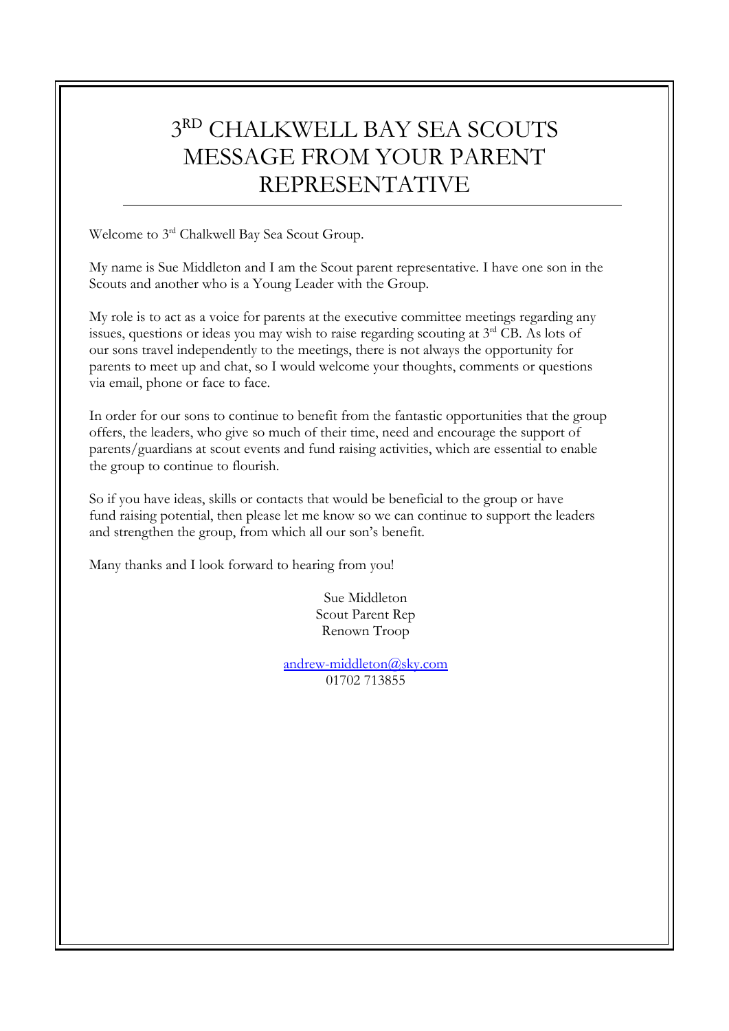# 3RD CHALKWELL BAY SEA SCOUTS MESSAGE FROM YOUR PARENT REPRESENTATIVE

Welcome to 3rd Chalkwell Bay Sea Scout Group.

My name is Sue Middleton and I am the Scout parent representative. I have one son in the Scouts and another who is a Young Leader with the Group.

My role is to act as a voice for parents at the executive committee meetings regarding any issues, questions or ideas you may wish to raise regarding scouting at 3rd CB. As lots of our sons travel independently to the meetings, there is not always the opportunity for parents to meet up and chat, so I would welcome your thoughts, comments or questions via email, phone or face to face.

In order for our sons to continue to benefit from the fantastic opportunities that the group offers, the leaders, who give so much of their time, need and encourage the support of parents/guardians at scout events and fund raising activities, which are essential to enable the group to continue to flourish.

So if you have ideas, skills or contacts that would be beneficial to the group or have fund raising potential, then please let me know so we can continue to support the leaders and strengthen the group, from which all our son's benefit.

Many thanks and I look forward to hearing from you!

Sue Middleton
Scout Parent Rep
Renown Troop

andrew-middleton@sky.com
01702 713855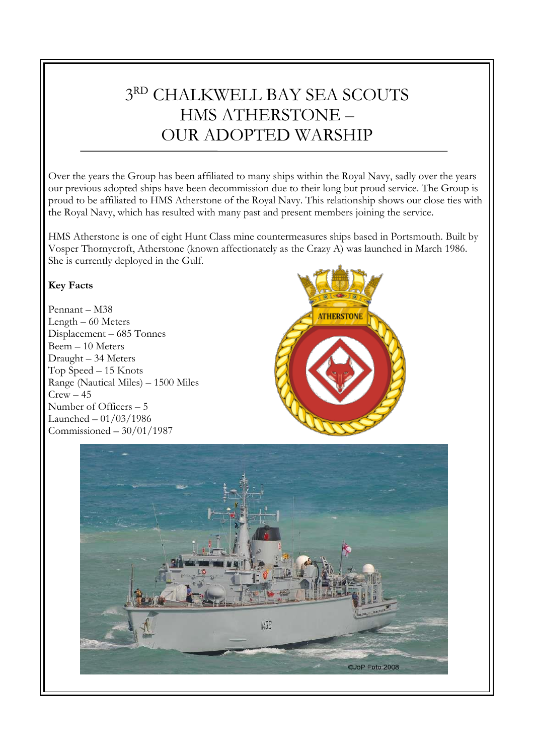# 3[RD] CHALKWELL BAY SEA SCOUTS HMS ATHERSTONE – OUR ADOPTED WARSHIP

Over the years the Group has been affiliated to many ships within the Royal Navy, sadly over the years our previous adopted ships have been decommission due to their long but proud service. The Group is proud to be affiliated to HMS Atherstone of the Royal Navy. This relationship shows our close ties with the Royal Navy, which has resulted with many past and present members joining the service.

HMS Atherstone is one of eight Hunt Class mine countermeasures ships based in Portsmouth. Built by Vosper Thornycroft, Atherstone (known affectionately as the Crazy A) was launched in March 1986. She is currently deployed in the Gulf.

**Key Facts**

Pennant – M38
Length – 60 Meters
Displacement – 685 Tonnes
Beem – 10 Meters
Draught – 34 Meters
Top Speed – 15 Knots
Range (Nautical Miles) – 1500 Miles
Crew – 45
Number of Officers – 5
Launched – 01/03/1986
Commissioned – 30/01/1987

©JoP Foto 2008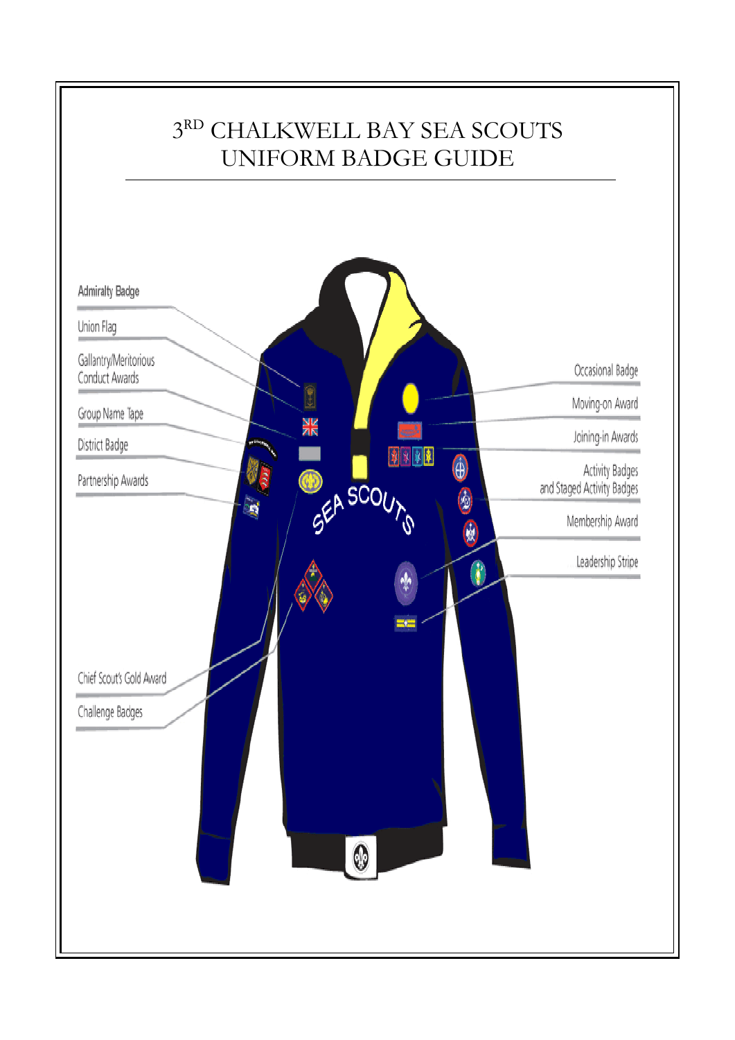# 3RD CHALKWELL BAY SEA SCOUTS UNIFORM BADGE GUIDE

Admiralty Badge

Union Flag

Gallantry/Meritorious Conduct Awards

Group Name Tape

District Badge

Partnership Awards

Chief Scout's Gold Award

Challenge Badges

Occasional Badge

Moving-on Award

Joining-in Awards

Activity Badges and Staged Activity Badges

Membership Award

Leadership Stripe

SEA SCOUTS